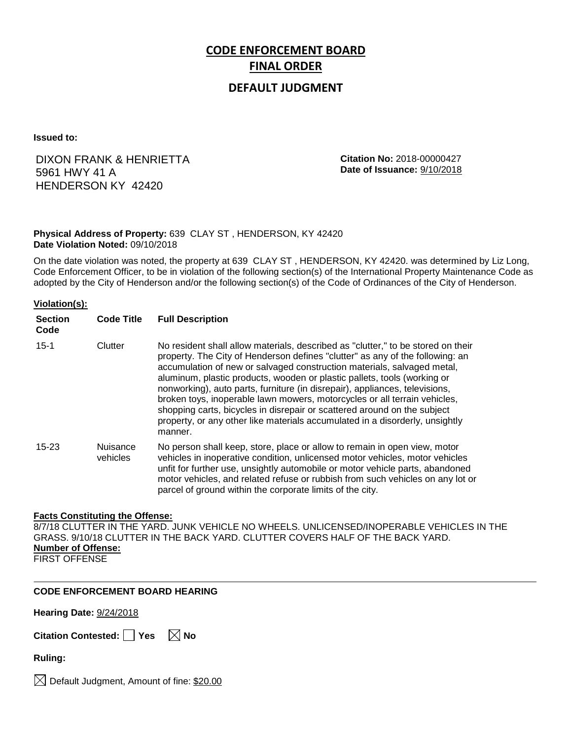# CODE ENFORCEMENT BOARD
# FINAL ORDER

## DEFAULT JUDGMENT

**Issued to:**

DIXON FRANK & HENRIETTA
5961 HWY 41 A
HENDERSON KY 42420

**Citation No:** 2018-00000427
**Date of Issuance:** 9/10/2018

**Physical Address of Property:** 639 CLAY ST , HENDERSON, KY 42420
**Date Violation Noted:** 09/10/2018

On the date violation was noted, the property at 639 CLAY ST , HENDERSON, KY 42420. was determined by Liz Long, Code Enforcement Officer, to be in violation of the following section(s) of the International Property Maintenance Code as adopted by the City of Henderson and/or the following section(s) of the Code of Ordinances of the City of Henderson.

**Violation(s):**

| Section Code | Code Title | Full Description |
|---|---|---|
| 15-1 | Clutter | No resident shall allow materials, described as "clutter," to be stored on their property. The City of Henderson defines "clutter" as any of the following: an accumulation of new or salvaged construction materials, salvaged metal, aluminum, plastic products, wooden or plastic pallets, tools (working or nonworking), auto parts, furniture (in disrepair), appliances, televisions, broken toys, inoperable lawn mowers, motorcycles or all terrain vehicles, shopping carts, bicycles in disrepair or scattered around on the subject property, or any other like materials accumulated in a disorderly, unsightly manner. |
| 15-23 | Nuisance vehicles | No person shall keep, store, place or allow to remain in open view, motor vehicles in inoperative condition, unlicensed motor vehicles, motor vehicles unfit for further use, unsightly automobile or motor vehicle parts, abandoned motor vehicles, and related refuse or rubbish from such vehicles on any lot or parcel of ground within the corporate limits of the city. |

**Facts Constituting the Offense:**
8/7/18 CLUTTER IN THE YARD. JUNK VEHICLE NO WHEELS. UNLICENSED/INOPERABLE VEHICLES IN THE GRASS. 9/10/18 CLUTTER IN THE BACK YARD. CLUTTER COVERS HALF OF THE BACK YARD.
**Number of Offense:**
FIRST OFFENSE

---

**CODE ENFORCEMENT BOARD HEARING**

**Hearing Date:** 9/24/2018

**Citation Contested:** ☐ Yes ☒ No

**Ruling:**

☒ Default Judgment, Amount of fine: $20.00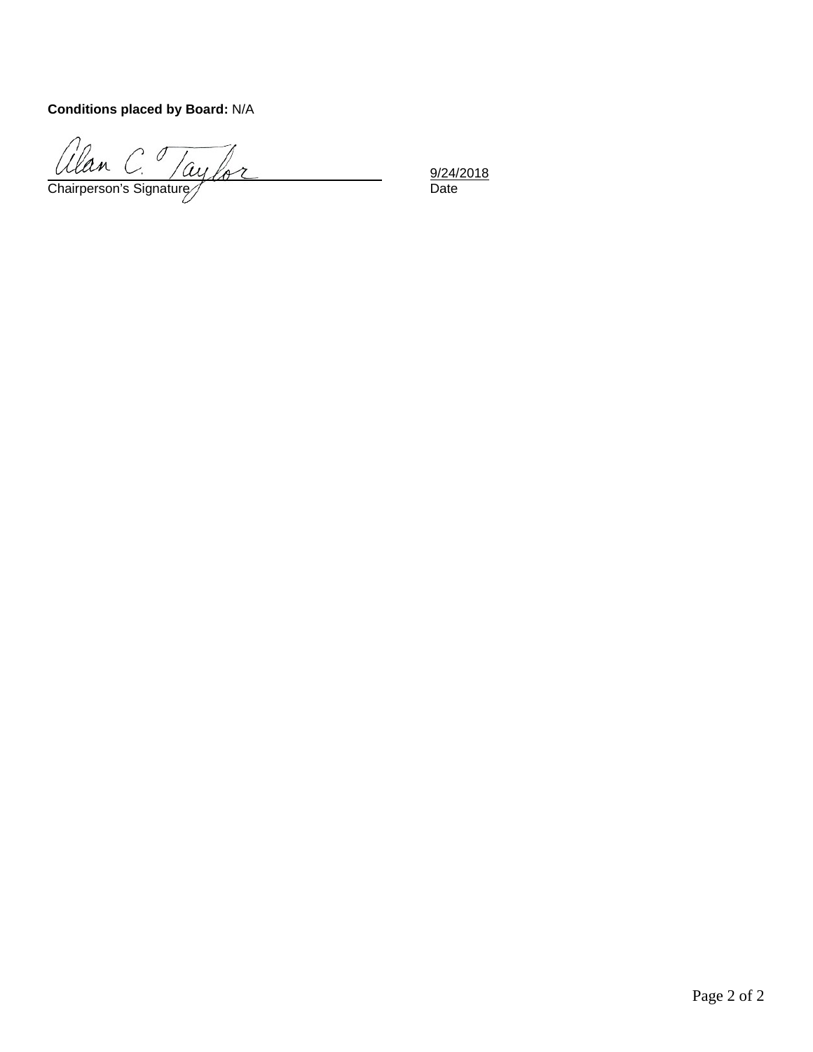**Conditions placed by Board:** N/A

Alan C. Taylor

Chairperson's Signature

9/24/2018

Date